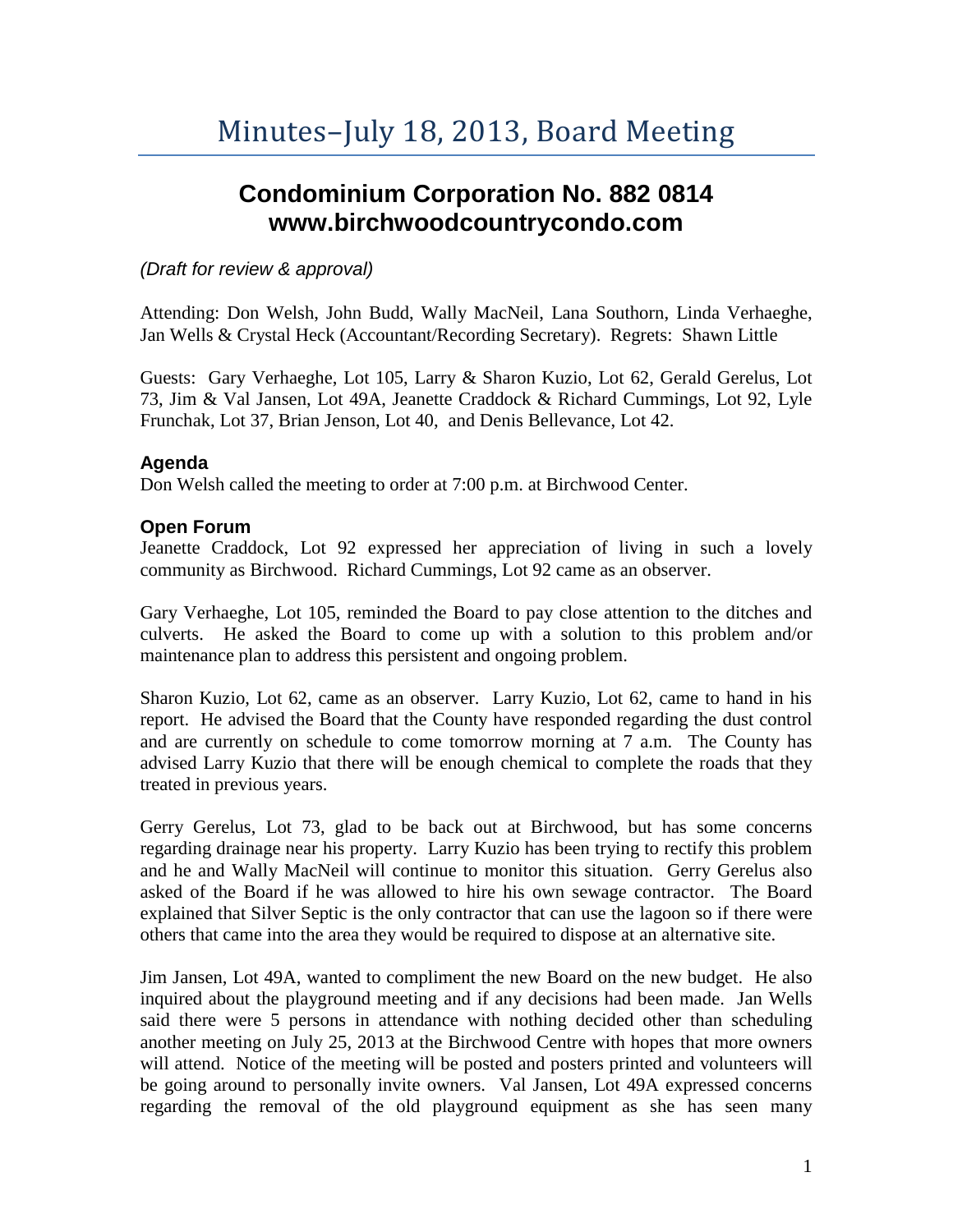# Minutes–July 18, 2013, Board Meeting

## Condominium Corporation No. 882 0814
## www.birchwoodcountrycondo.com

*(Draft for review & approval)*

Attending: Don Welsh, John Budd, Wally MacNeil, Lana Southorn, Linda Verhaeghe, Jan Wells & Crystal Heck (Accountant/Recording Secretary). Regrets: Shawn Little

Guests: Gary Verhaeghe, Lot 105, Larry & Sharon Kuzio, Lot 62, Gerald Gerelus, Lot 73, Jim & Val Jansen, Lot 49A, Jeanette Craddock & Richard Cummings, Lot 92, Lyle Frunchak, Lot 37, Brian Jenson, Lot 40, and Denis Bellevance, Lot 42.

### Agenda

Don Welsh called the meeting to order at 7:00 p.m. at Birchwood Center.

### Open Forum

Jeanette Craddock, Lot 92 expressed her appreciation of living in such a lovely community as Birchwood. Richard Cummings, Lot 92 came as an observer.

Gary Verhaeghe, Lot 105, reminded the Board to pay close attention to the ditches and culverts. He asked the Board to come up with a solution to this problem and/or maintenance plan to address this persistent and ongoing problem.

Sharon Kuzio, Lot 62, came as an observer. Larry Kuzio, Lot 62, came to hand in his report. He advised the Board that the County have responded regarding the dust control and are currently on schedule to come tomorrow morning at 7 a.m. The County has advised Larry Kuzio that there will be enough chemical to complete the roads that they treated in previous years.

Gerry Gerelus, Lot 73, glad to be back out at Birchwood, but has some concerns regarding drainage near his property. Larry Kuzio has been trying to rectify this problem and he and Wally MacNeil will continue to monitor this situation. Gerry Gerelus also asked of the Board if he was allowed to hire his own sewage contractor. The Board explained that Silver Septic is the only contractor that can use the lagoon so if there were others that came into the area they would be required to dispose at an alternative site.

Jim Jansen, Lot 49A, wanted to compliment the new Board on the new budget. He also inquired about the playground meeting and if any decisions had been made. Jan Wells said there were 5 persons in attendance with nothing decided other than scheduling another meeting on July 25, 2013 at the Birchwood Centre with hopes that more owners will attend. Notice of the meeting will be posted and posters printed and volunteers will be going around to personally invite owners. Val Jansen, Lot 49A expressed concerns regarding the removal of the old playground equipment as she has seen many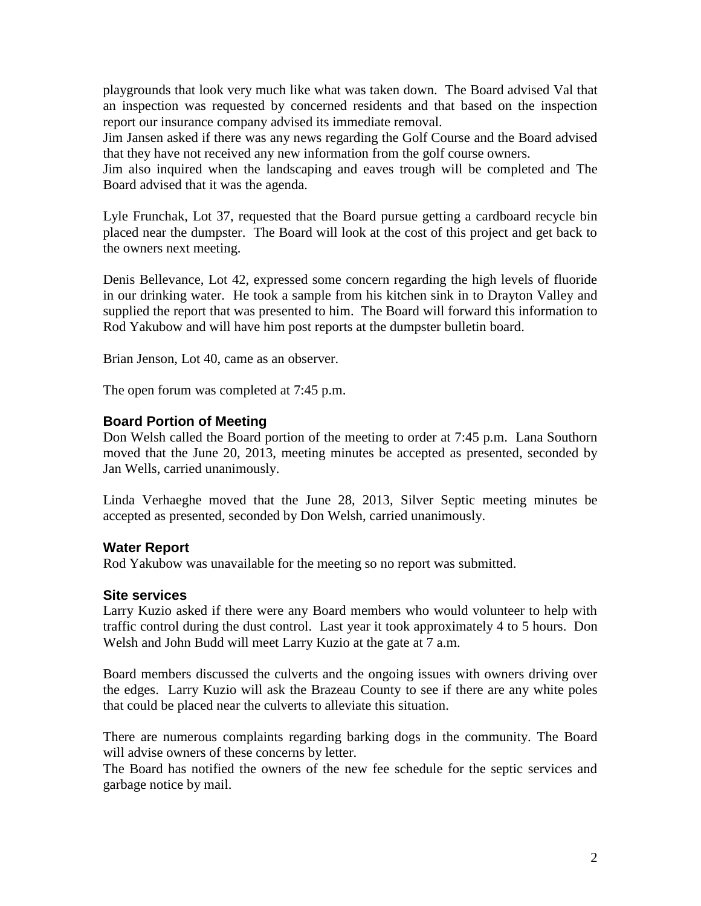playgrounds that look very much like what was taken down. The Board advised Val that an inspection was requested by concerned residents and that based on the inspection report our insurance company advised its immediate removal.

Jim Jansen asked if there was any news regarding the Golf Course and the Board advised that they have not received any new information from the golf course owners.

Jim also inquired when the landscaping and eaves trough will be completed and The Board advised that it was the agenda.

Lyle Frunchak, Lot 37, requested that the Board pursue getting a cardboard recycle bin placed near the dumpster. The Board will look at the cost of this project and get back to the owners next meeting.

Denis Bellevance, Lot 42, expressed some concern regarding the high levels of fluoride in our drinking water. He took a sample from his kitchen sink in to Drayton Valley and supplied the report that was presented to him. The Board will forward this information to Rod Yakubow and will have him post reports at the dumpster bulletin board.

Brian Jenson, Lot 40, came as an observer.

The open forum was completed at 7:45 p.m.

## Board Portion of Meeting

Don Welsh called the Board portion of the meeting to order at 7:45 p.m. Lana Southorn moved that the June 20, 2013, meeting minutes be accepted as presented, seconded by Jan Wells, carried unanimously.

Linda Verhaeghe moved that the June 28, 2013, Silver Septic meeting minutes be accepted as presented, seconded by Don Welsh, carried unanimously.

## Water Report

Rod Yakubow was unavailable for the meeting so no report was submitted.

## Site services

Larry Kuzio asked if there were any Board members who would volunteer to help with traffic control during the dust control. Last year it took approximately 4 to 5 hours. Don Welsh and John Budd will meet Larry Kuzio at the gate at 7 a.m.

Board members discussed the culverts and the ongoing issues with owners driving over the edges. Larry Kuzio will ask the Brazeau County to see if there are any white poles that could be placed near the culverts to alleviate this situation.

There are numerous complaints regarding barking dogs in the community. The Board will advise owners of these concerns by letter.

The Board has notified the owners of the new fee schedule for the septic services and garbage notice by mail.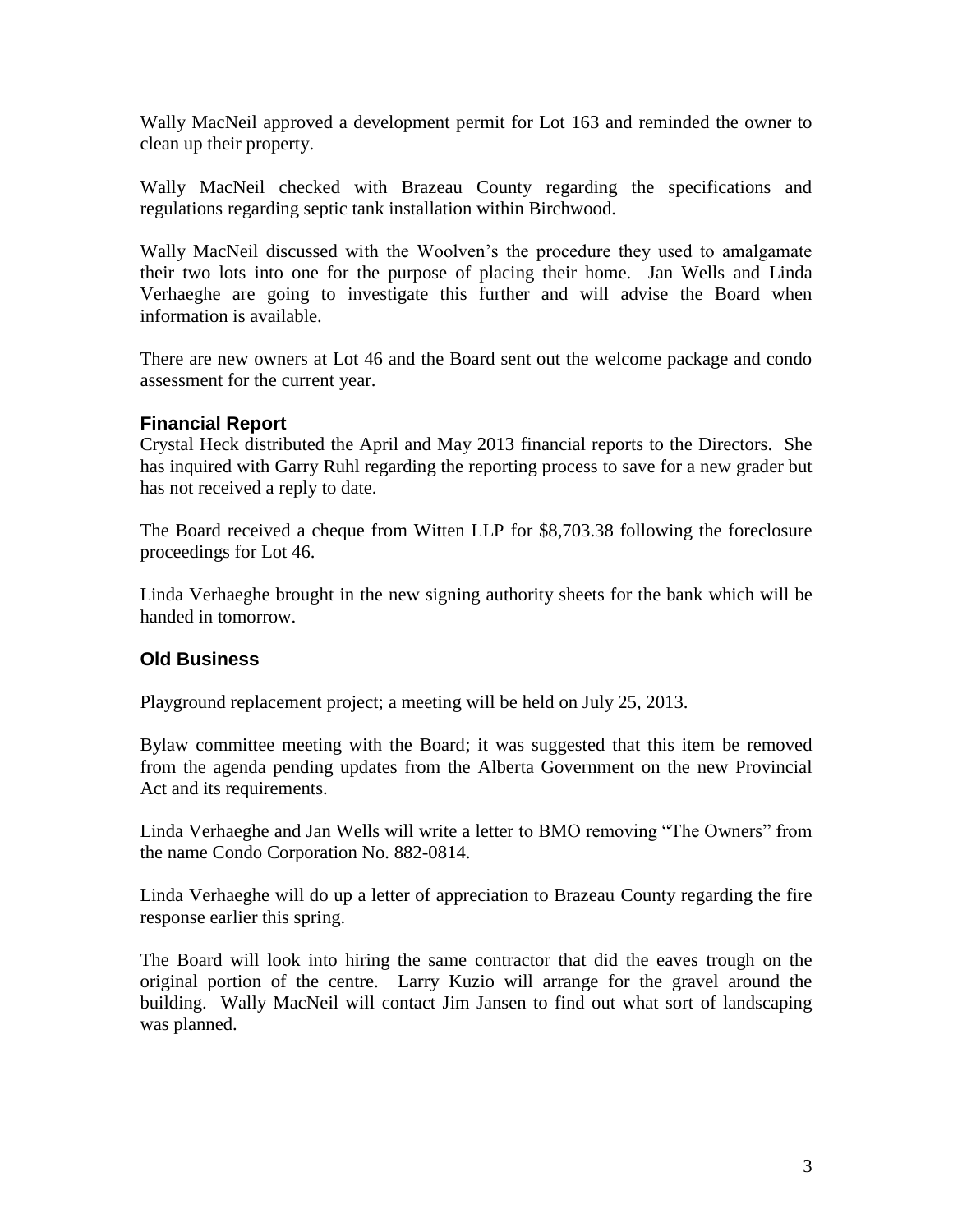Wally MacNeil approved a development permit for Lot 163 and reminded the owner to clean up their property.

Wally MacNeil checked with Brazeau County regarding the specifications and regulations regarding septic tank installation within Birchwood.

Wally MacNeil discussed with the Woolven's the procedure they used to amalgamate their two lots into one for the purpose of placing their home. Jan Wells and Linda Verhaeghe are going to investigate this further and will advise the Board when information is available.

There are new owners at Lot 46 and the Board sent out the welcome package and condo assessment for the current year.

## Financial Report

Crystal Heck distributed the April and May 2013 financial reports to the Directors. She has inquired with Garry Ruhl regarding the reporting process to save for a new grader but has not received a reply to date.

The Board received a cheque from Witten LLP for $8,703.38 following the foreclosure proceedings for Lot 46.

Linda Verhaeghe brought in the new signing authority sheets for the bank which will be handed in tomorrow.

## Old Business

Playground replacement project; a meeting will be held on July 25, 2013.

Bylaw committee meeting with the Board; it was suggested that this item be removed from the agenda pending updates from the Alberta Government on the new Provincial Act and its requirements.

Linda Verhaeghe and Jan Wells will write a letter to BMO removing "The Owners" from the name Condo Corporation No. 882-0814.

Linda Verhaeghe will do up a letter of appreciation to Brazeau County regarding the fire response earlier this spring.

The Board will look into hiring the same contractor that did the eaves trough on the original portion of the centre. Larry Kuzio will arrange for the gravel around the building. Wally MacNeil will contact Jim Jansen to find out what sort of landscaping was planned.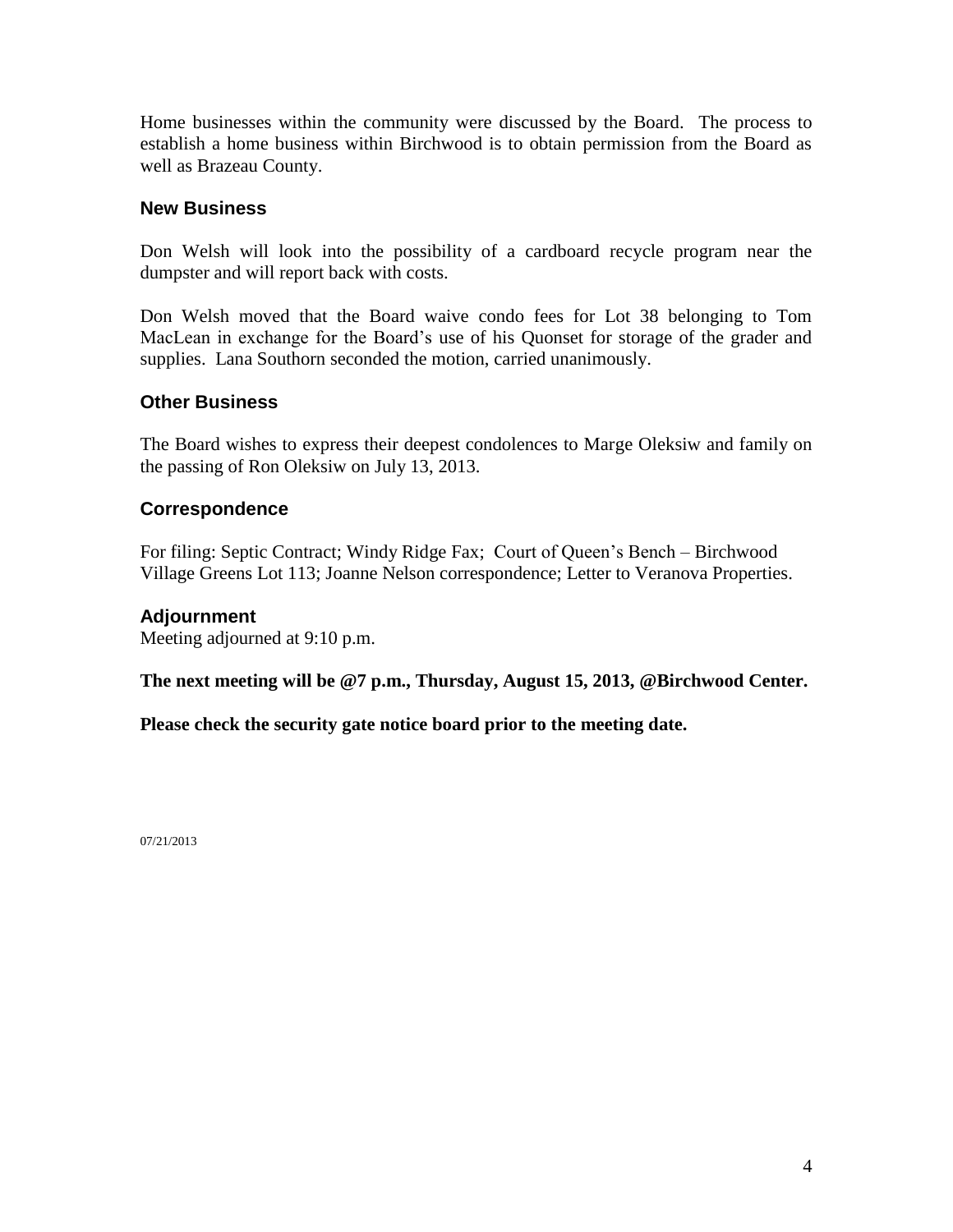Home businesses within the community were discussed by the Board. The process to establish a home business within Birchwood is to obtain permission from the Board as well as Brazeau County.

## New Business

Don Welsh will look into the possibility of a cardboard recycle program near the dumpster and will report back with costs.

Don Welsh moved that the Board waive condo fees for Lot 38 belonging to Tom MacLean in exchange for the Board's use of his Quonset for storage of the grader and supplies. Lana Southorn seconded the motion, carried unanimously.

## Other Business

The Board wishes to express their deepest condolences to Marge Oleksiw and family on the passing of Ron Oleksiw on July 13, 2013.

## Correspondence

For filing: Septic Contract; Windy Ridge Fax; Court of Queen's Bench – Birchwood Village Greens Lot 113; Joanne Nelson correspondence; Letter to Veranova Properties.

## Adjournment

Meeting adjourned at 9:10 p.m.

**The next meeting will be @7 p.m., Thursday, August 15, 2013, @Birchwood Center.**

**Please check the security gate notice board prior to the meeting date.**

07/21/2013